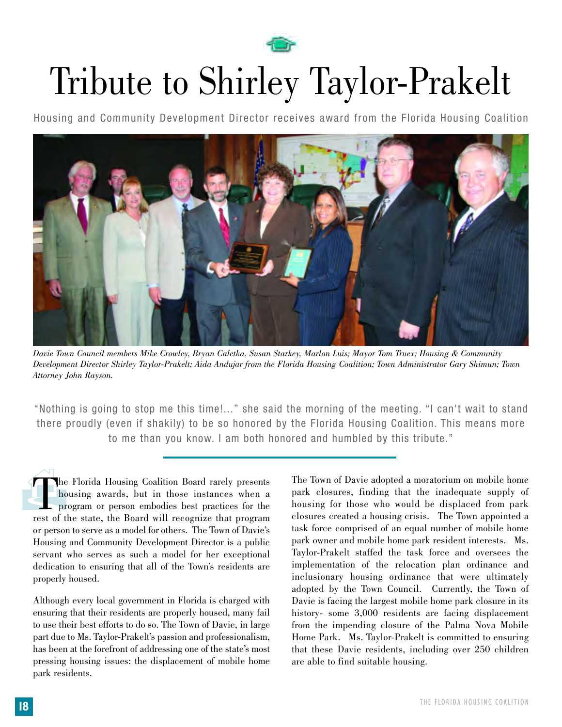# Tribute to Shirley Taylor-Prakelt

Housing and Community Development Director receives award from the Florida Housing Coalition

*Davie Town Council members Mike Crowley, Bryan Caletka, Susan Starkey, Marlon Luis; Mayor Tom Truex; Housing & Community Development Director Shirley Taylor-Prakelt; Aida Andujar from the Florida Housing Coalition; Town Administrator Gary Shimun; Town Attorney John Rayson.*

"Nothing is going to stop me this time!..." she said the morning of the meeting. "I can't wait to stand there proudly (even if shakily) to be so honored by the Florida Housing Coalition. This means more to me than you know. I am both honored and humbled by this tribute."

The Florida Housing Coalition Board rarely presents housing awards, but in those instances when a program or person embodies best practices for the rest of the state, the Board will recognize that program or person to serve as a model for others. The Town of Davie's Housing and Community Development Director is a public servant who serves as such a model for her exceptional dedication to ensuring that all of the Town's residents are properly housed.

Although every local government in Florida is charged with ensuring that their residents are properly housed, many fail to use their best efforts to do so. The Town of Davie, in large part due to Ms. Taylor-Prakelt's passion and professionalism, has been at the forefront of addressing one of the state's most pressing housing issues: the displacement of mobile home park residents.

The Town of Davie adopted a moratorium on mobile home park closures, finding that the inadequate supply of housing for those who would be displaced from park closures created a housing crisis. The Town appointed a task force comprised of an equal number of mobile home park owner and mobile home park resident interests. Ms. Taylor-Prakelt staffed the task force and oversees the implementation of the relocation plan ordinance and inclusionary housing ordinance that were ultimately adopted by the Town Council. Currently, the Town of Davie is facing the largest mobile home park closure in its history- some 3,000 residents are facing displacement from the impending closure of the Palma Nova Mobile Home Park. Ms. Taylor-Prakelt is committed to ensuring that these Davie residents, including over 250 children are able to find suitable housing.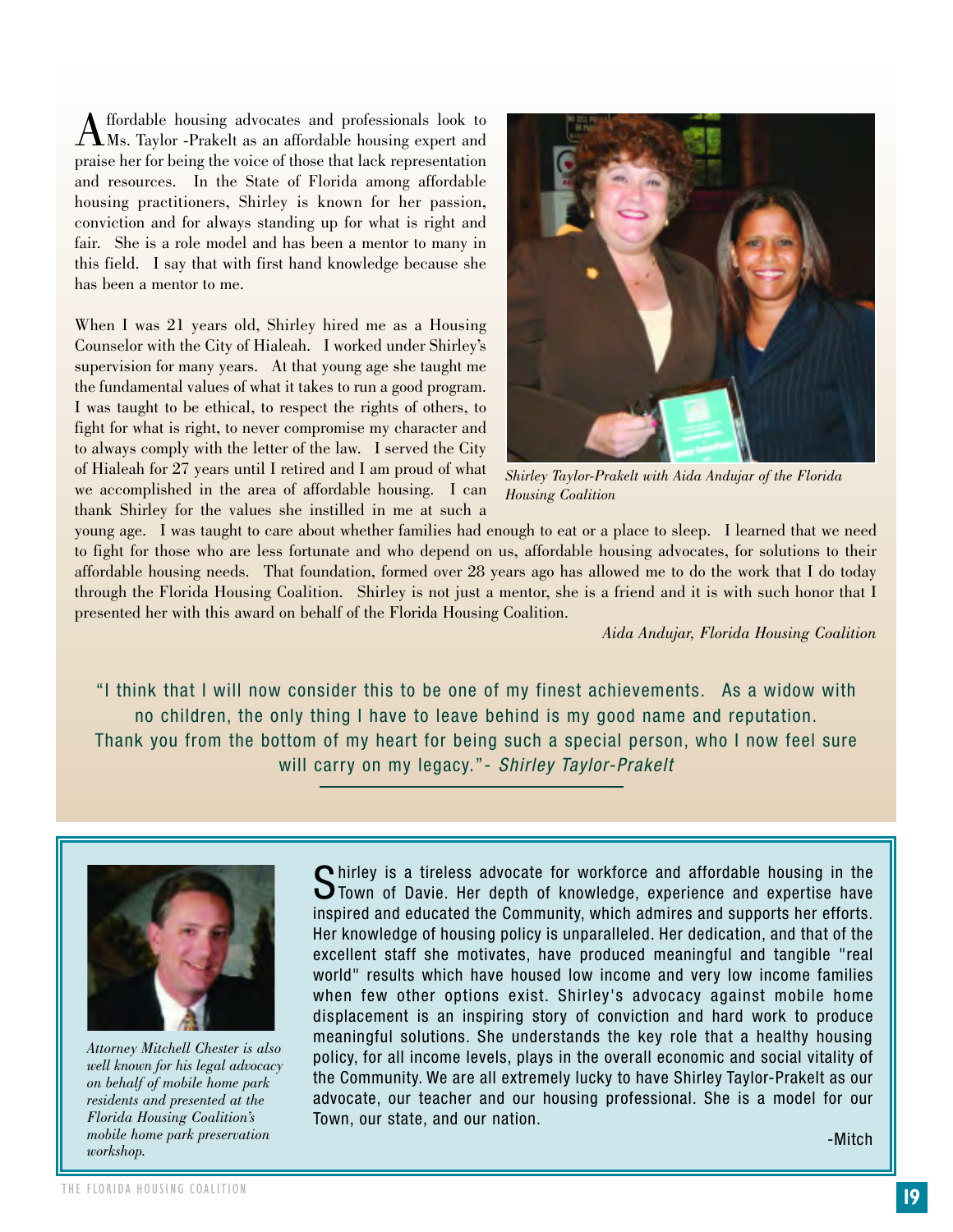Affordable housing advocates and professionals look to Ms. Taylor -Prakelt as an affordable housing expert and praise her for being the voice of those that lack representation and resources. In the State of Florida among affordable housing practitioners, Shirley is known for her passion, conviction and for always standing up for what is right and fair. She is a role model and has been a mentor to many in this field. I say that with first hand knowledge because she has been a mentor to me.

When I was 21 years old, Shirley hired me as a Housing Counselor with the City of Hialeah. I worked under Shirley's supervision for many years. At that young age she taught me the fundamental values of what it takes to run a good program. I was taught to be ethical, to respect the rights of others, to fight for what is right, to never compromise my character and to always comply with the letter of the law. I served the City of Hialeah for 27 years until I retired and I am proud of what we accomplished in the area of affordable housing. I can thank Shirley for the values she instilled in me at such a young age. I was taught to care about whether families had enough to eat or a place to sleep. I learned that we need to fight for those who are less fortunate and who depend on us, affordable housing advocates, for solutions to their affordable housing needs. That foundation, formed over 28 years ago has allowed me to do the work that I do today through the Florida Housing Coalition. Shirley is not just a mentor, she is a friend and it is with such honor that I presented her with this award on behalf of the Florida Housing Coalition.

*Shirley Taylor-Prakelt with Aida Andujar of the Florida Housing Coalition*

*Aida Andujar, Florida Housing Coalition*

"I think that I will now consider this to be one of my finest achievements. As a widow with no children, the only thing I have to leave behind is my good name and reputation. Thank you from the bottom of my heart for being such a special person, who I now feel sure will carry on my legacy."- *Shirley Taylor-Prakelt*

*Attorney Mitchell Chester is also well known for his legal advocacy on behalf of mobile home park residents and presented at the Florida Housing Coalition's mobile home park preservation workshop.*

Shirley is a tireless advocate for workforce and affordable housing in the Town of Davie. Her depth of knowledge, experience and expertise have inspired and educated the Community, which admires and supports her efforts. Her knowledge of housing policy is unparalleled. Her dedication, and that of the excellent staff she motivates, have produced meaningful and tangible "real world" results which have housed low income and very low income families when few other options exist. Shirley's advocacy against mobile home displacement is an inspiring story of conviction and hard work to produce meaningful solutions. She understands the key role that a healthy housing policy, for all income levels, plays in the overall economic and social vitality of the Community. We are all extremely lucky to have Shirley Taylor-Prakelt as our advocate, our teacher and our housing professional. She is a model for our Town, our state, and our nation.

-Mitch